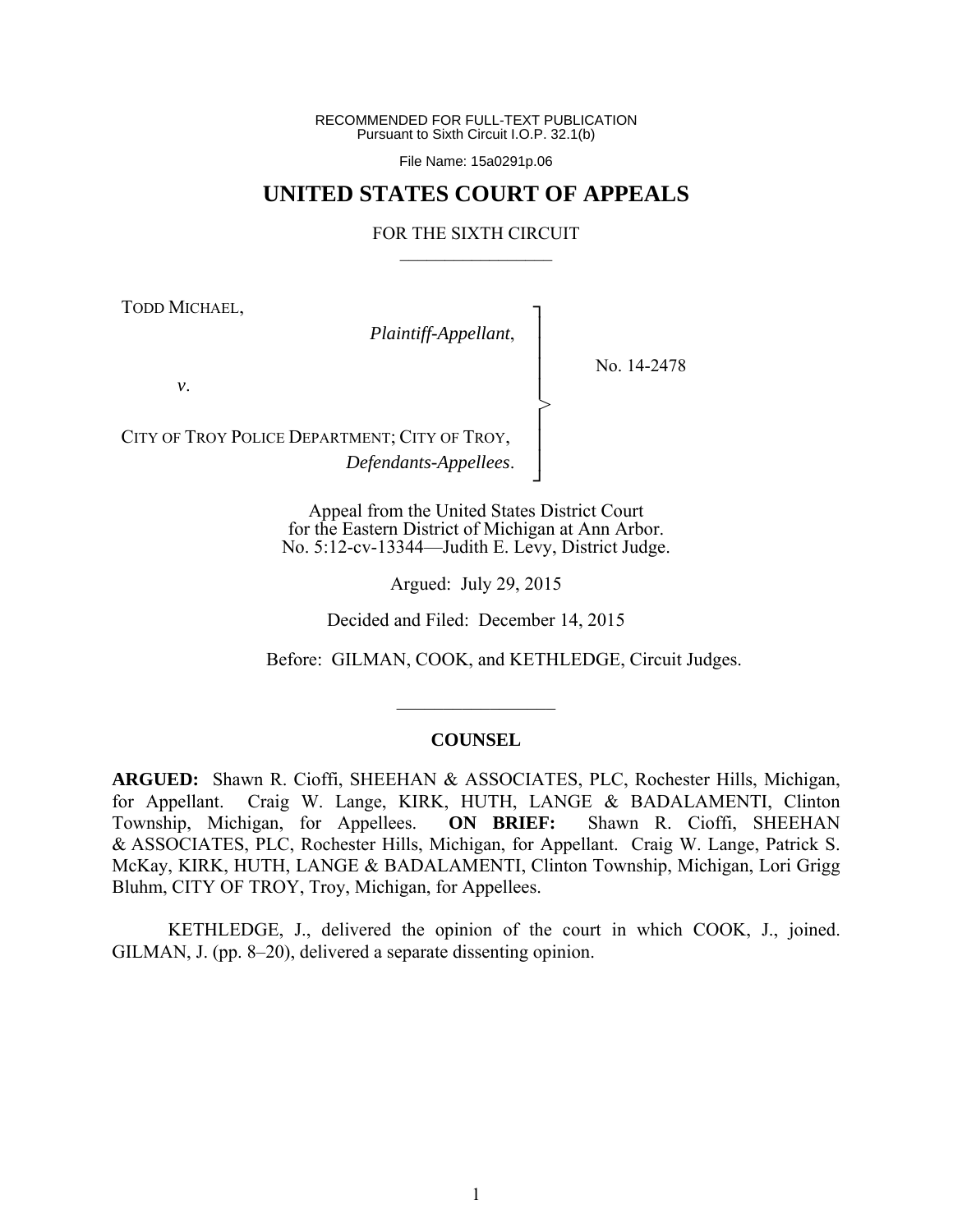RECOMMENDED FOR FULL-TEXT PUBLICATION
Pursuant to Sixth Circuit I.O.P. 32.1(b)

File Name: 15a0291p.06

# UNITED STATES COURT OF APPEALS

## FOR THE SIXTH CIRCUIT

TODD MICHAEL,

*Plaintiff-Appellant*,

*v*.

CITY OF TROY POLICE DEPARTMENT; CITY OF TROY,

*Defendants-Appellees*.

No. 14-2478

Appeal from the United States District Court for the Eastern District of Michigan at Ann Arbor.
No. 5:12-cv-13344—Judith E. Levy, District Judge.

Argued: July 29, 2015

Decided and Filed: December 14, 2015

Before: GILMAN, COOK, and KETHLEDGE, Circuit Judges.

---

### COUNSEL

**ARGUED:** Shawn R. Cioffi, SHEEHAN & ASSOCIATES, PLC, Rochester Hills, Michigan, for Appellant. Craig W. Lange, KIRK, HUTH, LANGE & BADALAMENTI, Clinton Township, Michigan, for Appellees. **ON BRIEF:** Shawn R. Cioffi, SHEEHAN & ASSOCIATES, PLC, Rochester Hills, Michigan, for Appellant. Craig W. Lange, Patrick S. McKay, KIRK, HUTH, LANGE & BADALAMENTI, Clinton Township, Michigan, Lori Grigg Bluhm, CITY OF TROY, Troy, Michigan, for Appellees.

KETHLEDGE, J., delivered the opinion of the court in which COOK, J., joined. GILMAN, J. (pp. 8–20), delivered a separate dissenting opinion.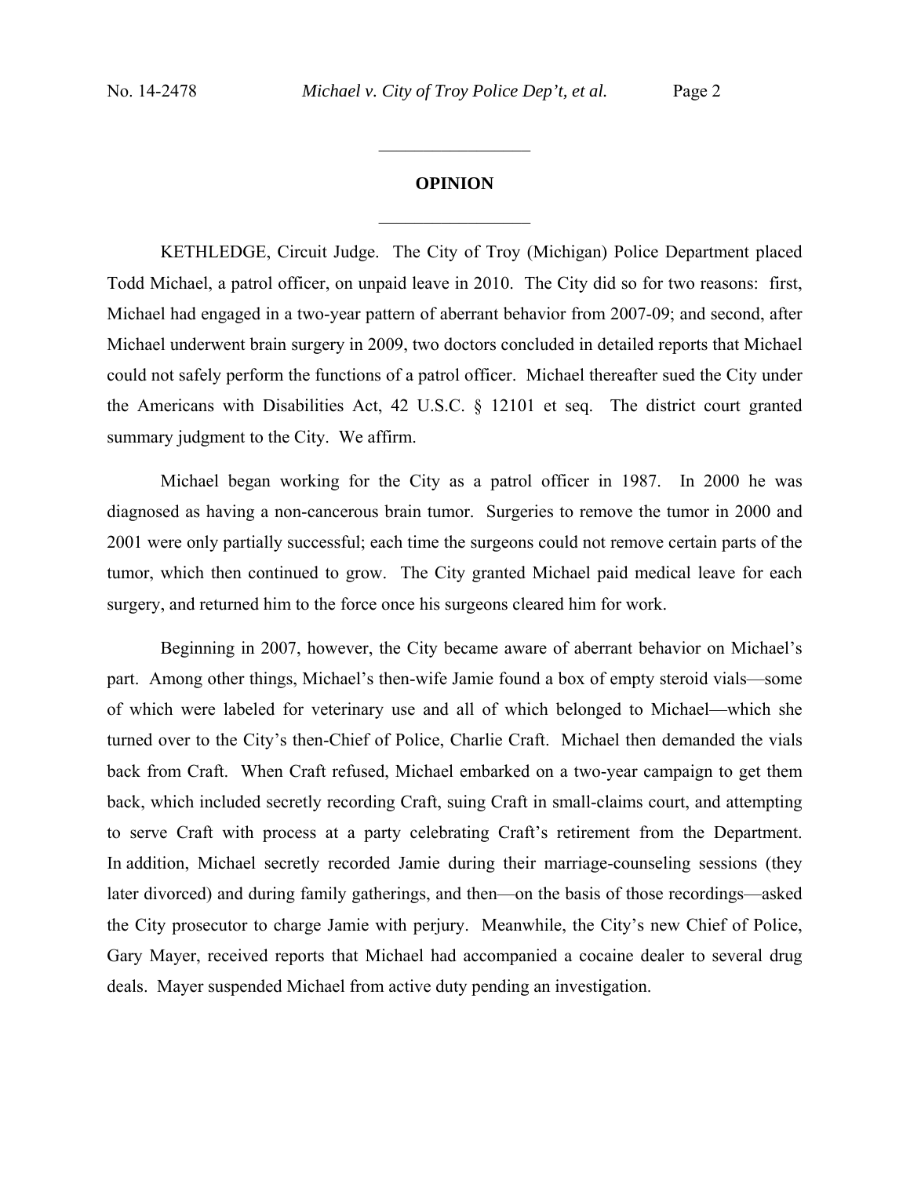## OPINION

KETHLEDGE, Circuit Judge. The City of Troy (Michigan) Police Department placed Todd Michael, a patrol officer, on unpaid leave in 2010. The City did so for two reasons: first, Michael had engaged in a two-year pattern of aberrant behavior from 2007-09; and second, after Michael underwent brain surgery in 2009, two doctors concluded in detailed reports that Michael could not safely perform the functions of a patrol officer. Michael thereafter sued the City under the Americans with Disabilities Act, 42 U.S.C. § 12101 et seq. The district court granted summary judgment to the City. We affirm.

Michael began working for the City as a patrol officer in 1987. In 2000 he was diagnosed as having a non-cancerous brain tumor. Surgeries to remove the tumor in 2000 and 2001 were only partially successful; each time the surgeons could not remove certain parts of the tumor, which then continued to grow. The City granted Michael paid medical leave for each surgery, and returned him to the force once his surgeons cleared him for work.

Beginning in 2007, however, the City became aware of aberrant behavior on Michael's part. Among other things, Michael's then-wife Jamie found a box of empty steroid vials—some of which were labeled for veterinary use and all of which belonged to Michael—which she turned over to the City's then-Chief of Police, Charlie Craft. Michael then demanded the vials back from Craft. When Craft refused, Michael embarked on a two-year campaign to get them back, which included secretly recording Craft, suing Craft in small-claims court, and attempting to serve Craft with process at a party celebrating Craft's retirement from the Department. In addition, Michael secretly recorded Jamie during their marriage-counseling sessions (they later divorced) and during family gatherings, and then—on the basis of those recordings—asked the City prosecutor to charge Jamie with perjury. Meanwhile, the City's new Chief of Police, Gary Mayer, received reports that Michael had accompanied a cocaine dealer to several drug deals. Mayer suspended Michael from active duty pending an investigation.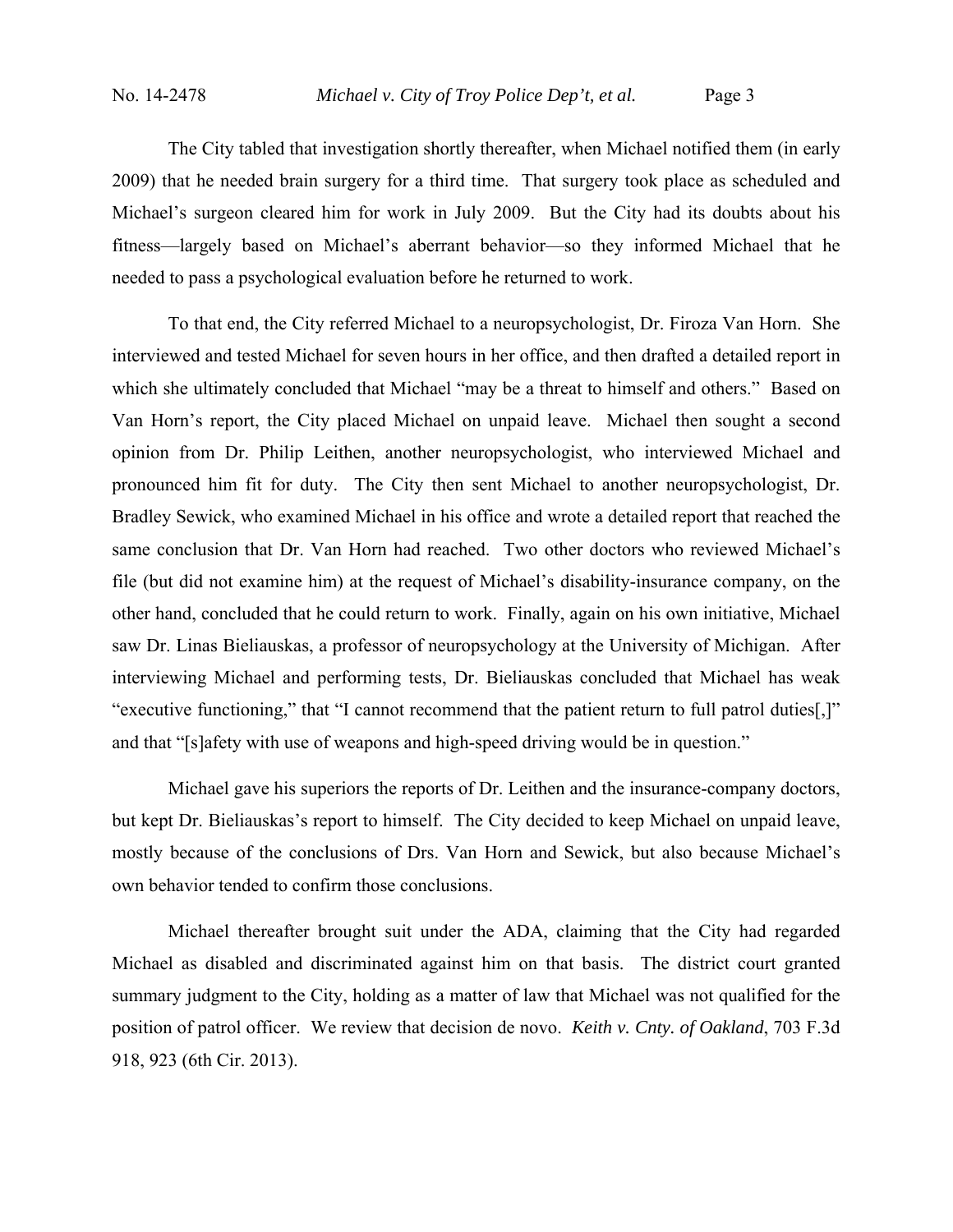The City tabled that investigation shortly thereafter, when Michael notified them (in early 2009) that he needed brain surgery for a third time. That surgery took place as scheduled and Michael's surgeon cleared him for work in July 2009. But the City had its doubts about his fitness—largely based on Michael's aberrant behavior—so they informed Michael that he needed to pass a psychological evaluation before he returned to work.

To that end, the City referred Michael to a neuropsychologist, Dr. Firoza Van Horn. She interviewed and tested Michael for seven hours in her office, and then drafted a detailed report in which she ultimately concluded that Michael "may be a threat to himself and others." Based on Van Horn's report, the City placed Michael on unpaid leave. Michael then sought a second opinion from Dr. Philip Leithen, another neuropsychologist, who interviewed Michael and pronounced him fit for duty. The City then sent Michael to another neuropsychologist, Dr. Bradley Sewick, who examined Michael in his office and wrote a detailed report that reached the same conclusion that Dr. Van Horn had reached. Two other doctors who reviewed Michael's file (but did not examine him) at the request of Michael's disability-insurance company, on the other hand, concluded that he could return to work. Finally, again on his own initiative, Michael saw Dr. Linas Bieliauskas, a professor of neuropsychology at the University of Michigan. After interviewing Michael and performing tests, Dr. Bieliauskas concluded that Michael has weak "executive functioning," that "I cannot recommend that the patient return to full patrol duties[,]" and that "[s]afety with use of weapons and high-speed driving would be in question."

Michael gave his superiors the reports of Dr. Leithen and the insurance-company doctors, but kept Dr. Bieliauskas's report to himself. The City decided to keep Michael on unpaid leave, mostly because of the conclusions of Drs. Van Horn and Sewick, but also because Michael's own behavior tended to confirm those conclusions.

Michael thereafter brought suit under the ADA, claiming that the City had regarded Michael as disabled and discriminated against him on that basis. The district court granted summary judgment to the City, holding as a matter of law that Michael was not qualified for the position of patrol officer. We review that decision de novo. *Keith v. Cnty. of Oakland*, 703 F.3d 918, 923 (6th Cir. 2013).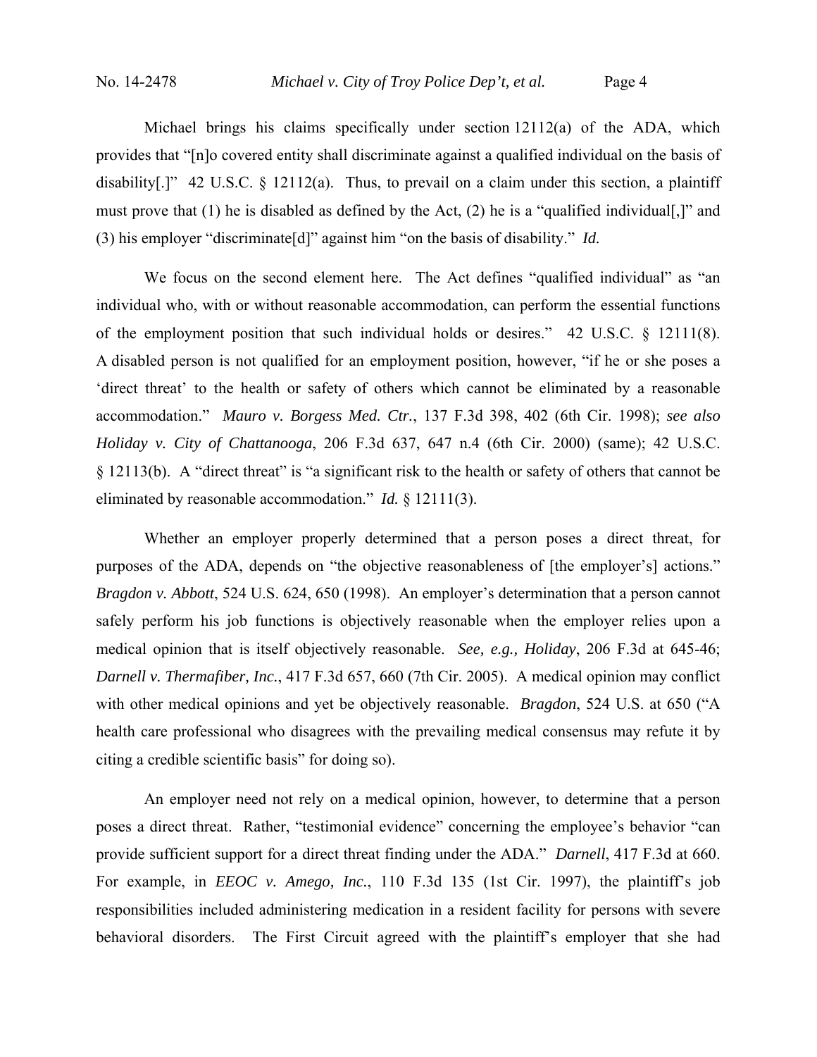Michael brings his claims specifically under section 12112(a) of the ADA, which provides that "[n]o covered entity shall discriminate against a qualified individual on the basis of disability[.]" 42 U.S.C. § 12112(a). Thus, to prevail on a claim under this section, a plaintiff must prove that (1) he is disabled as defined by the Act, (2) he is a "qualified individual[,]" and (3) his employer "discriminate[d]" against him "on the basis of disability." *Id.*

We focus on the second element here. The Act defines "qualified individual" as "an individual who, with or without reasonable accommodation, can perform the essential functions of the employment position that such individual holds or desires." 42 U.S.C. § 12111(8). A disabled person is not qualified for an employment position, however, "if he or she poses a 'direct threat' to the health or safety of others which cannot be eliminated by a reasonable accommodation." *Mauro v. Borgess Med. Ctr.*, 137 F.3d 398, 402 (6th Cir. 1998); *see also Holiday v. City of Chattanooga*, 206 F.3d 637, 647 n.4 (6th Cir. 2000) (same); 42 U.S.C. § 12113(b). A "direct threat" is "a significant risk to the health or safety of others that cannot be eliminated by reasonable accommodation." *Id.* § 12111(3).

Whether an employer properly determined that a person poses a direct threat, for purposes of the ADA, depends on "the objective reasonableness of [the employer's] actions." *Bragdon v. Abbott*, 524 U.S. 624, 650 (1998). An employer's determination that a person cannot safely perform his job functions is objectively reasonable when the employer relies upon a medical opinion that is itself objectively reasonable. *See, e.g., Holiday*, 206 F.3d at 645-46; *Darnell v. Thermafiber, Inc.*, 417 F.3d 657, 660 (7th Cir. 2005). A medical opinion may conflict with other medical opinions and yet be objectively reasonable. *Bragdon*, 524 U.S. at 650 ("A health care professional who disagrees with the prevailing medical consensus may refute it by citing a credible scientific basis" for doing so).

An employer need not rely on a medical opinion, however, to determine that a person poses a direct threat. Rather, "testimonial evidence" concerning the employee's behavior "can provide sufficient support for a direct threat finding under the ADA." *Darnell*, 417 F.3d at 660. For example, in *EEOC v. Amego, Inc.*, 110 F.3d 135 (1st Cir. 1997), the plaintiff's job responsibilities included administering medication in a resident facility for persons with severe behavioral disorders. The First Circuit agreed with the plaintiff's employer that she had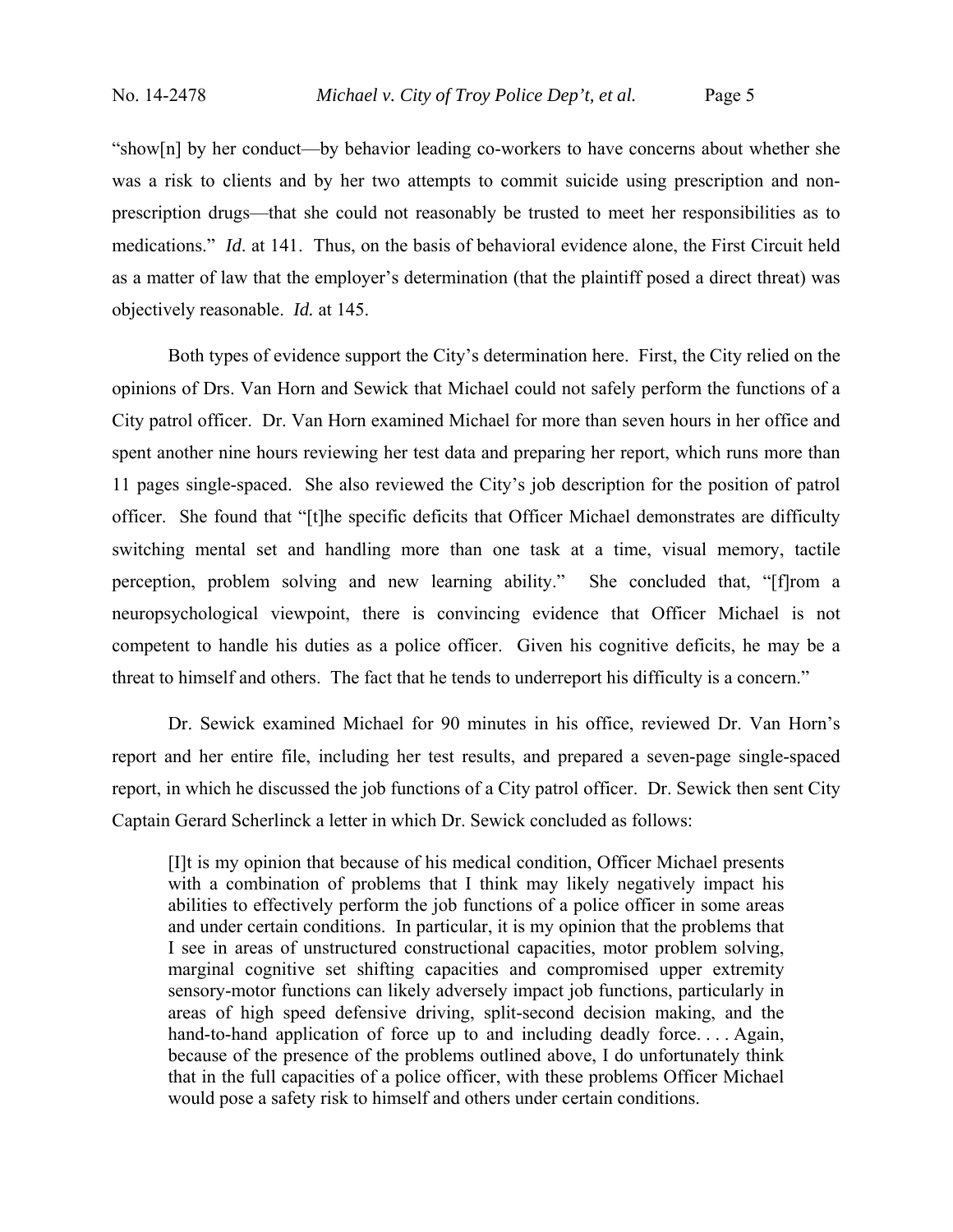"show[n] by her conduct—by behavior leading co-workers to have concerns about whether she was a risk to clients and by her two attempts to commit suicide using prescription and non-prescription drugs—that she could not reasonably be trusted to meet her responsibilities as to medications." *Id.* at 141. Thus, on the basis of behavioral evidence alone, the First Circuit held as a matter of law that the employer's determination (that the plaintiff posed a direct threat) was objectively reasonable. *Id.* at 145.

Both types of evidence support the City's determination here. First, the City relied on the opinions of Drs. Van Horn and Sewick that Michael could not safely perform the functions of a City patrol officer. Dr. Van Horn examined Michael for more than seven hours in her office and spent another nine hours reviewing her test data and preparing her report, which runs more than 11 pages single-spaced. She also reviewed the City's job description for the position of patrol officer. She found that "[t]he specific deficits that Officer Michael demonstrates are difficulty switching mental set and handling more than one task at a time, visual memory, tactile perception, problem solving and new learning ability." She concluded that, "[f]rom a neuropsychological viewpoint, there is convincing evidence that Officer Michael is not competent to handle his duties as a police officer. Given his cognitive deficits, he may be a threat to himself and others. The fact that he tends to underreport his difficulty is a concern."

Dr. Sewick examined Michael for 90 minutes in his office, reviewed Dr. Van Horn's report and her entire file, including her test results, and prepared a seven-page single-spaced report, in which he discussed the job functions of a City patrol officer. Dr. Sewick then sent City Captain Gerard Scherlinck a letter in which Dr. Sewick concluded as follows:

> [I]t is my opinion that because of his medical condition, Officer Michael presents with a combination of problems that I think may likely negatively impact his abilities to effectively perform the job functions of a police officer in some areas and under certain conditions. In particular, it is my opinion that the problems that I see in areas of unstructured constructional capacities, motor problem solving, marginal cognitive set shifting capacities and compromised upper extremity sensory-motor functions can likely adversely impact job functions, particularly in areas of high speed defensive driving, split-second decision making, and the hand-to-hand application of force up to and including deadly force. . . . Again, because of the presence of the problems outlined above, I do unfortunately think that in the full capacities of a police officer, with these problems Officer Michael would pose a safety risk to himself and others under certain conditions.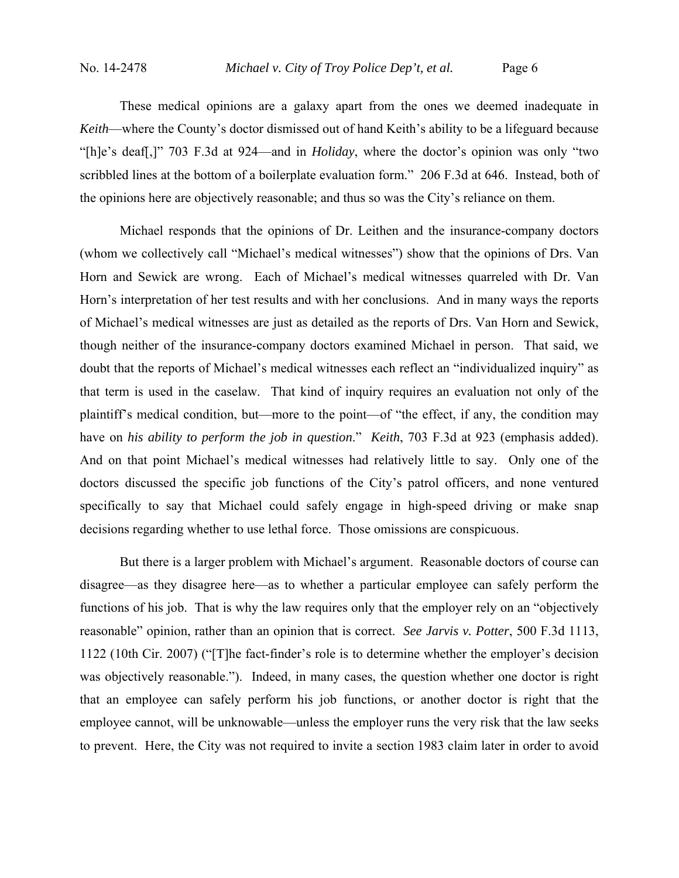These medical opinions are a galaxy apart from the ones we deemed inadequate in *Keith*—where the County's doctor dismissed out of hand Keith's ability to be a lifeguard because "[h]e's deaf[,]" 703 F.3d at 924—and in *Holiday*, where the doctor's opinion was only "two scribbled lines at the bottom of a boilerplate evaluation form." 206 F.3d at 646. Instead, both of the opinions here are objectively reasonable; and thus so was the City's reliance on them.

Michael responds that the opinions of Dr. Leithen and the insurance-company doctors (whom we collectively call "Michael's medical witnesses") show that the opinions of Drs. Van Horn and Sewick are wrong. Each of Michael's medical witnesses quarreled with Dr. Van Horn's interpretation of her test results and with her conclusions. And in many ways the reports of Michael's medical witnesses are just as detailed as the reports of Drs. Van Horn and Sewick, though neither of the insurance-company doctors examined Michael in person. That said, we doubt that the reports of Michael's medical witnesses each reflect an "individualized inquiry" as that term is used in the caselaw. That kind of inquiry requires an evaluation not only of the plaintiff's medical condition, but—more to the point—of "the effect, if any, the condition may have on *his ability to perform the job in question*." *Keith*, 703 F.3d at 923 (emphasis added). And on that point Michael's medical witnesses had relatively little to say. Only one of the doctors discussed the specific job functions of the City's patrol officers, and none ventured specifically to say that Michael could safely engage in high-speed driving or make snap decisions regarding whether to use lethal force. Those omissions are conspicuous.

But there is a larger problem with Michael's argument. Reasonable doctors of course can disagree—as they disagree here—as to whether a particular employee can safely perform the functions of his job. That is why the law requires only that the employer rely on an "objectively reasonable" opinion, rather than an opinion that is correct. *See Jarvis v. Potter*, 500 F.3d 1113, 1122 (10th Cir. 2007) ("[T]he fact-finder's role is to determine whether the employer's decision was objectively reasonable."). Indeed, in many cases, the question whether one doctor is right that an employee can safely perform his job functions, or another doctor is right that the employee cannot, will be unknowable—unless the employer runs the very risk that the law seeks to prevent. Here, the City was not required to invite a section 1983 claim later in order to avoid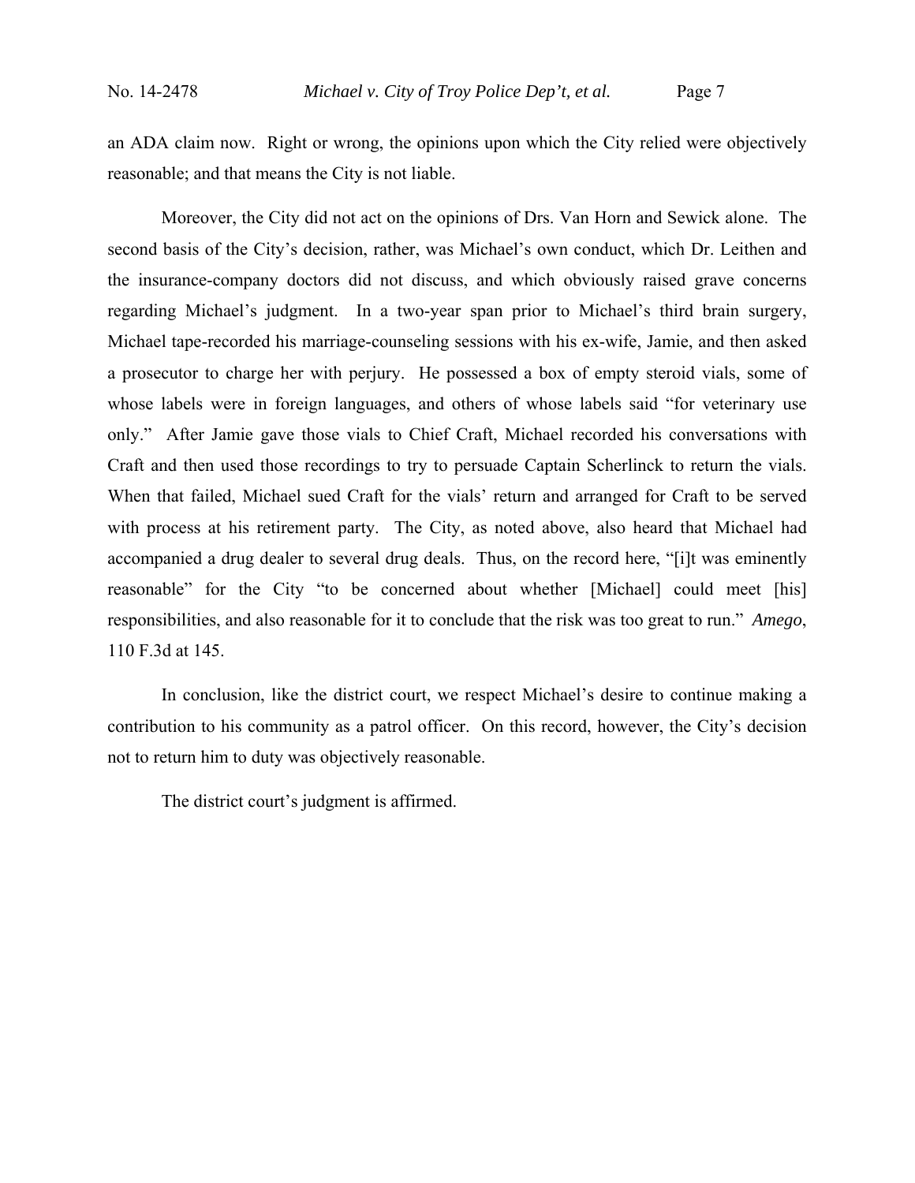an ADA claim now. Right or wrong, the opinions upon which the City relied were objectively reasonable; and that means the City is not liable.

Moreover, the City did not act on the opinions of Drs. Van Horn and Sewick alone. The second basis of the City's decision, rather, was Michael's own conduct, which Dr. Leithen and the insurance-company doctors did not discuss, and which obviously raised grave concerns regarding Michael's judgment. In a two-year span prior to Michael's third brain surgery, Michael tape-recorded his marriage-counseling sessions with his ex-wife, Jamie, and then asked a prosecutor to charge her with perjury. He possessed a box of empty steroid vials, some of whose labels were in foreign languages, and others of whose labels said "for veterinary use only." After Jamie gave those vials to Chief Craft, Michael recorded his conversations with Craft and then used those recordings to try to persuade Captain Scherlinck to return the vials. When that failed, Michael sued Craft for the vials' return and arranged for Craft to be served with process at his retirement party. The City, as noted above, also heard that Michael had accompanied a drug dealer to several drug deals. Thus, on the record here, "[i]t was eminently reasonable" for the City "to be concerned about whether [Michael] could meet [his] responsibilities, and also reasonable for it to conclude that the risk was too great to run." *Amego*, 110 F.3d at 145.

In conclusion, like the district court, we respect Michael's desire to continue making a contribution to his community as a patrol officer. On this record, however, the City's decision not to return him to duty was objectively reasonable.

The district court's judgment is affirmed.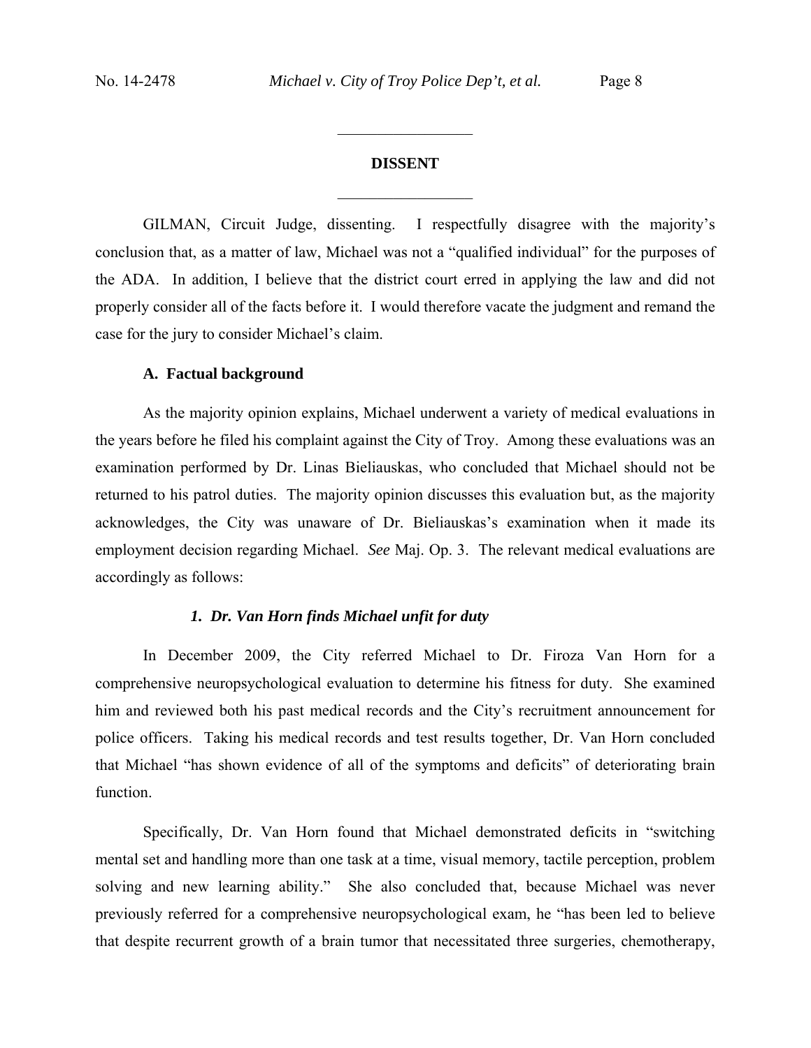## DISSENT

GILMAN, Circuit Judge, dissenting. I respectfully disagree with the majority's conclusion that, as a matter of law, Michael was not a "qualified individual" for the purposes of the ADA. In addition, I believe that the district court erred in applying the law and did not properly consider all of the facts before it. I would therefore vacate the judgment and remand the case for the jury to consider Michael's claim.

### A. Factual background

As the majority opinion explains, Michael underwent a variety of medical evaluations in the years before he filed his complaint against the City of Troy. Among these evaluations was an examination performed by Dr. Linas Bieliauskas, who concluded that Michael should not be returned to his patrol duties. The majority opinion discusses this evaluation but, as the majority acknowledges, the City was unaware of Dr. Bieliauskas's examination when it made its employment decision regarding Michael. *See* Maj. Op. 3. The relevant medical evaluations are accordingly as follows:

#### *1. Dr. Van Horn finds Michael unfit for duty*

In December 2009, the City referred Michael to Dr. Firoza Van Horn for a comprehensive neuropsychological evaluation to determine his fitness for duty. She examined him and reviewed both his past medical records and the City's recruitment announcement for police officers. Taking his medical records and test results together, Dr. Van Horn concluded that Michael "has shown evidence of all of the symptoms and deficits" of deteriorating brain function.

Specifically, Dr. Van Horn found that Michael demonstrated deficits in "switching mental set and handling more than one task at a time, visual memory, tactile perception, problem solving and new learning ability." She also concluded that, because Michael was never previously referred for a comprehensive neuropsychological exam, he "has been led to believe that despite recurrent growth of a brain tumor that necessitated three surgeries, chemotherapy,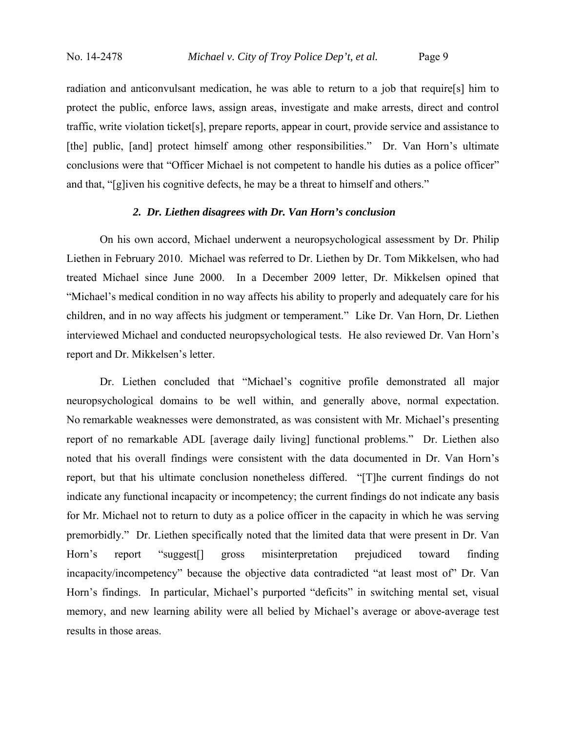radiation and anticonvulsant medication, he was able to return to a job that require[s] him to protect the public, enforce laws, assign areas, investigate and make arrests, direct and control traffic, write violation ticket[s], prepare reports, appear in court, provide service and assistance to [the] public, [and] protect himself among other responsibilities." Dr. Van Horn's ultimate conclusions were that "Officer Michael is not competent to handle his duties as a police officer" and that, "[g]iven his cognitive defects, he may be a threat to himself and others."

### *2. Dr. Liethen disagrees with Dr. Van Horn's conclusion*

On his own accord, Michael underwent a neuropsychological assessment by Dr. Philip Liethen in February 2010. Michael was referred to Dr. Liethen by Dr. Tom Mikkelsen, who had treated Michael since June 2000. In a December 2009 letter, Dr. Mikkelsen opined that "Michael's medical condition in no way affects his ability to properly and adequately care for his children, and in no way affects his judgment or temperament." Like Dr. Van Horn, Dr. Liethen interviewed Michael and conducted neuropsychological tests. He also reviewed Dr. Van Horn's report and Dr. Mikkelsen's letter.

Dr. Liethen concluded that "Michael's cognitive profile demonstrated all major neuropsychological domains to be well within, and generally above, normal expectation. No remarkable weaknesses were demonstrated, as was consistent with Mr. Michael's presenting report of no remarkable ADL [average daily living] functional problems." Dr. Liethen also noted that his overall findings were consistent with the data documented in Dr. Van Horn's report, but that his ultimate conclusion nonetheless differed. "[T]he current findings do not indicate any functional incapacity or incompetency; the current findings do not indicate any basis for Mr. Michael not to return to duty as a police officer in the capacity in which he was serving premorbidly." Dr. Liethen specifically noted that the limited data that were present in Dr. Van Horn's report "suggest[] gross misinterpretation prejudiced toward finding incapacity/incompetency" because the objective data contradicted "at least most of" Dr. Van Horn's findings. In particular, Michael's purported "deficits" in switching mental set, visual memory, and new learning ability were all belied by Michael's average or above-average test results in those areas.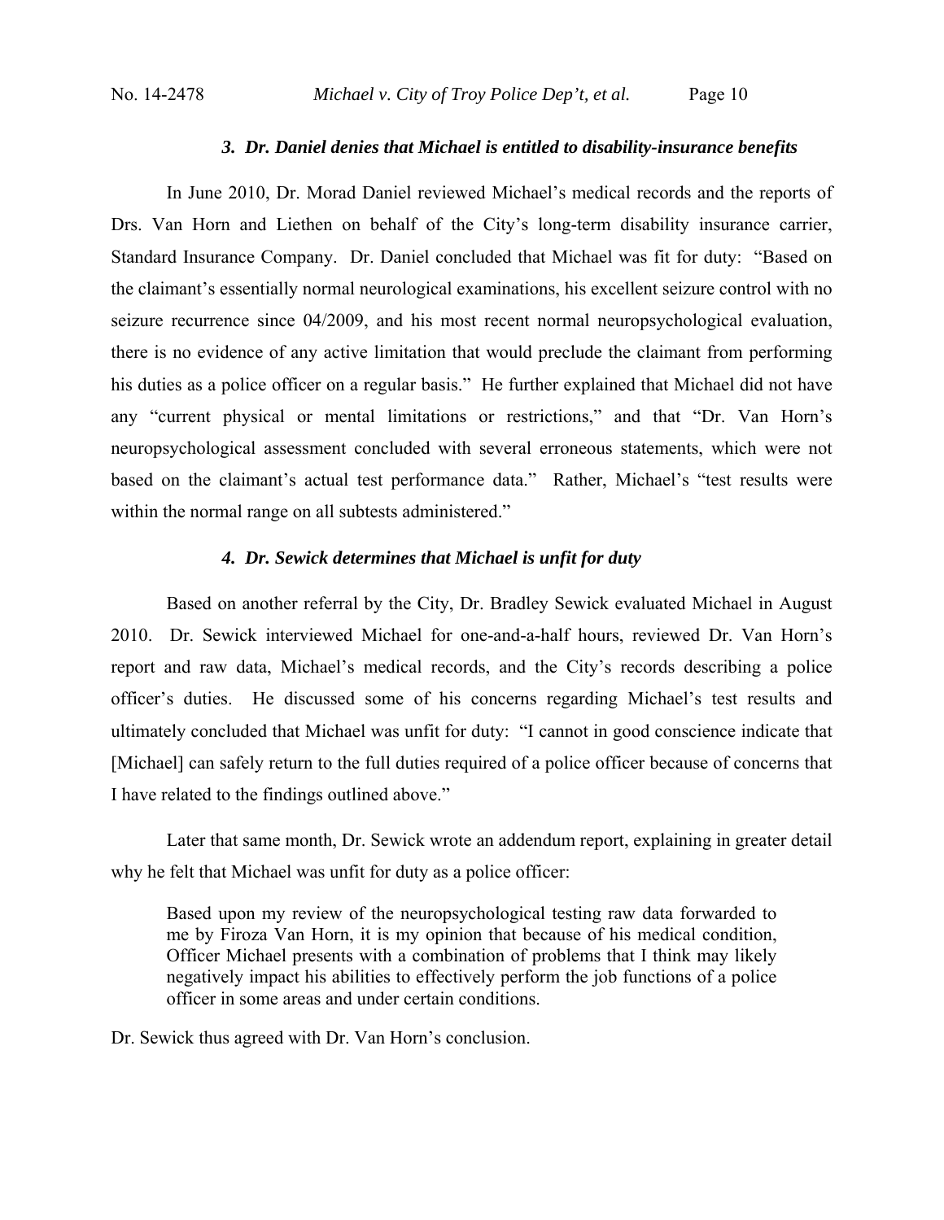### *3. Dr. Daniel denies that Michael is entitled to disability-insurance benefits*

In June 2010, Dr. Morad Daniel reviewed Michael's medical records and the reports of Drs. Van Horn and Liethen on behalf of the City's long-term disability insurance carrier, Standard Insurance Company. Dr. Daniel concluded that Michael was fit for duty: "Based on the claimant's essentially normal neurological examinations, his excellent seizure control with no seizure recurrence since 04/2009, and his most recent normal neuropsychological evaluation, there is no evidence of any active limitation that would preclude the claimant from performing his duties as a police officer on a regular basis." He further explained that Michael did not have any "current physical or mental limitations or restrictions," and that "Dr. Van Horn's neuropsychological assessment concluded with several erroneous statements, which were not based on the claimant's actual test performance data." Rather, Michael's "test results were within the normal range on all subtests administered."

### *4. Dr. Sewick determines that Michael is unfit for duty*

Based on another referral by the City, Dr. Bradley Sewick evaluated Michael in August 2010. Dr. Sewick interviewed Michael for one-and-a-half hours, reviewed Dr. Van Horn's report and raw data, Michael's medical records, and the City's records describing a police officer's duties. He discussed some of his concerns regarding Michael's test results and ultimately concluded that Michael was unfit for duty: "I cannot in good conscience indicate that [Michael] can safely return to the full duties required of a police officer because of concerns that I have related to the findings outlined above."

Later that same month, Dr. Sewick wrote an addendum report, explaining in greater detail why he felt that Michael was unfit for duty as a police officer:

> Based upon my review of the neuropsychological testing raw data forwarded to me by Firoza Van Horn, it is my opinion that because of his medical condition, Officer Michael presents with a combination of problems that I think may likely negatively impact his abilities to effectively perform the job functions of a police officer in some areas and under certain conditions.

Dr. Sewick thus agreed with Dr. Van Horn's conclusion.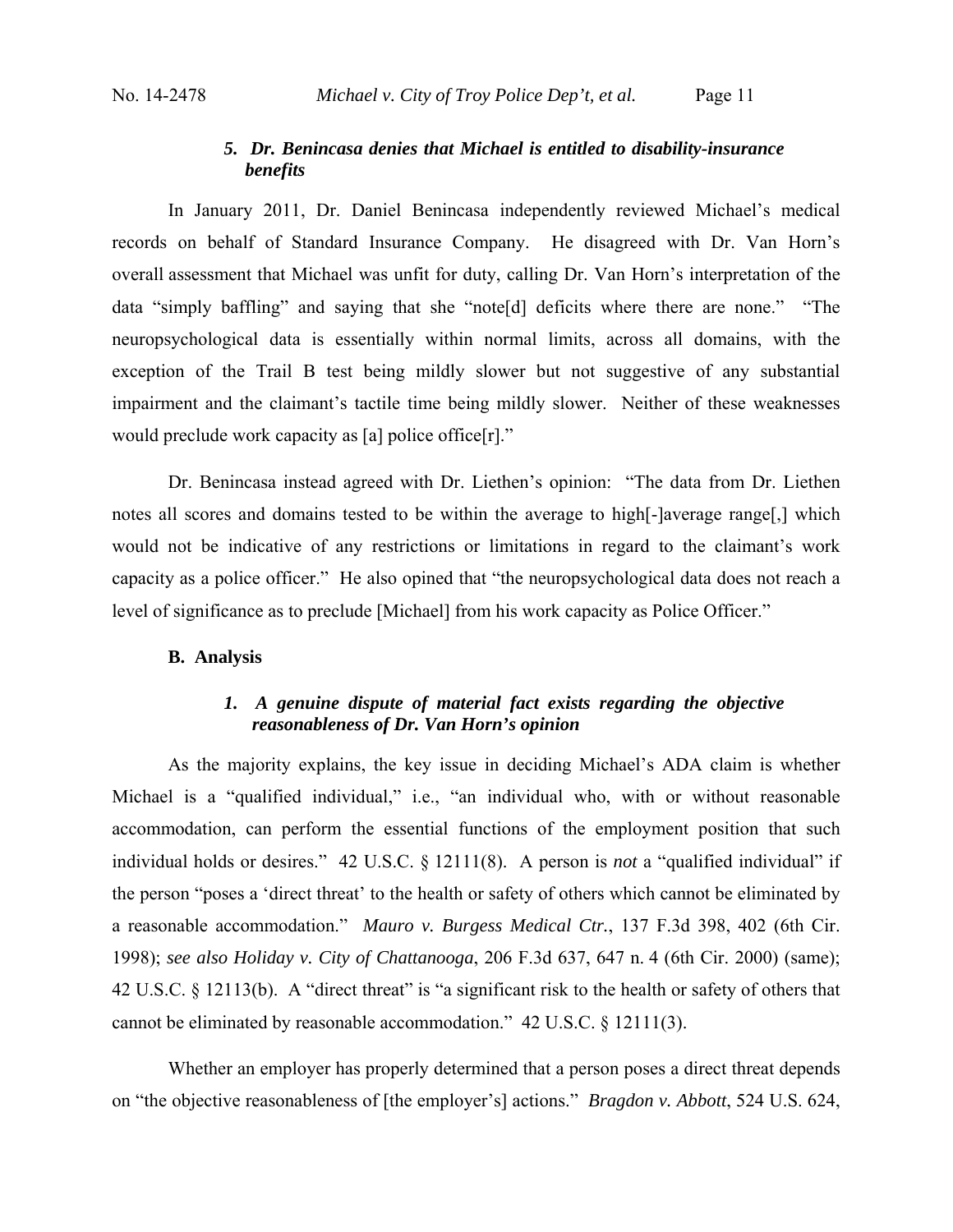### *5. Dr. Benincasa denies that Michael is entitled to disability-insurance benefits*

In January 2011, Dr. Daniel Benincasa independently reviewed Michael's medical records on behalf of Standard Insurance Company. He disagreed with Dr. Van Horn's overall assessment that Michael was unfit for duty, calling Dr. Van Horn's interpretation of the data "simply baffling" and saying that she "note[d] deficits where there are none." "The neuropsychological data is essentially within normal limits, across all domains, with the exception of the Trail B test being mildly slower but not suggestive of any substantial impairment and the claimant's tactile time being mildly slower. Neither of these weaknesses would preclude work capacity as [a] police office[r]."

Dr. Benincasa instead agreed with Dr. Liethen's opinion: "The data from Dr. Liethen notes all scores and domains tested to be within the average to high[-]average range[,] which would not be indicative of any restrictions or limitations in regard to the claimant's work capacity as a police officer." He also opined that "the neuropsychological data does not reach a level of significance as to preclude [Michael] from his work capacity as Police Officer."

## B. Analysis

### *1. A genuine dispute of material fact exists regarding the objective reasonableness of Dr. Van Horn's opinion*

As the majority explains, the key issue in deciding Michael's ADA claim is whether Michael is a "qualified individual," i.e., "an individual who, with or without reasonable accommodation, can perform the essential functions of the employment position that such individual holds or desires." 42 U.S.C. § 12111(8). A person is *not* a "qualified individual" if the person "poses a 'direct threat' to the health or safety of others which cannot be eliminated by a reasonable accommodation." *Mauro v. Burgess Medical Ctr.*, 137 F.3d 398, 402 (6th Cir. 1998); *see also Holiday v. City of Chattanooga*, 206 F.3d 637, 647 n. 4 (6th Cir. 2000) (same); 42 U.S.C. § 12113(b). A "direct threat" is "a significant risk to the health or safety of others that cannot be eliminated by reasonable accommodation." 42 U.S.C. § 12111(3).

Whether an employer has properly determined that a person poses a direct threat depends on "the objective reasonableness of [the employer's] actions." *Bragdon v. Abbott*, 524 U.S. 624,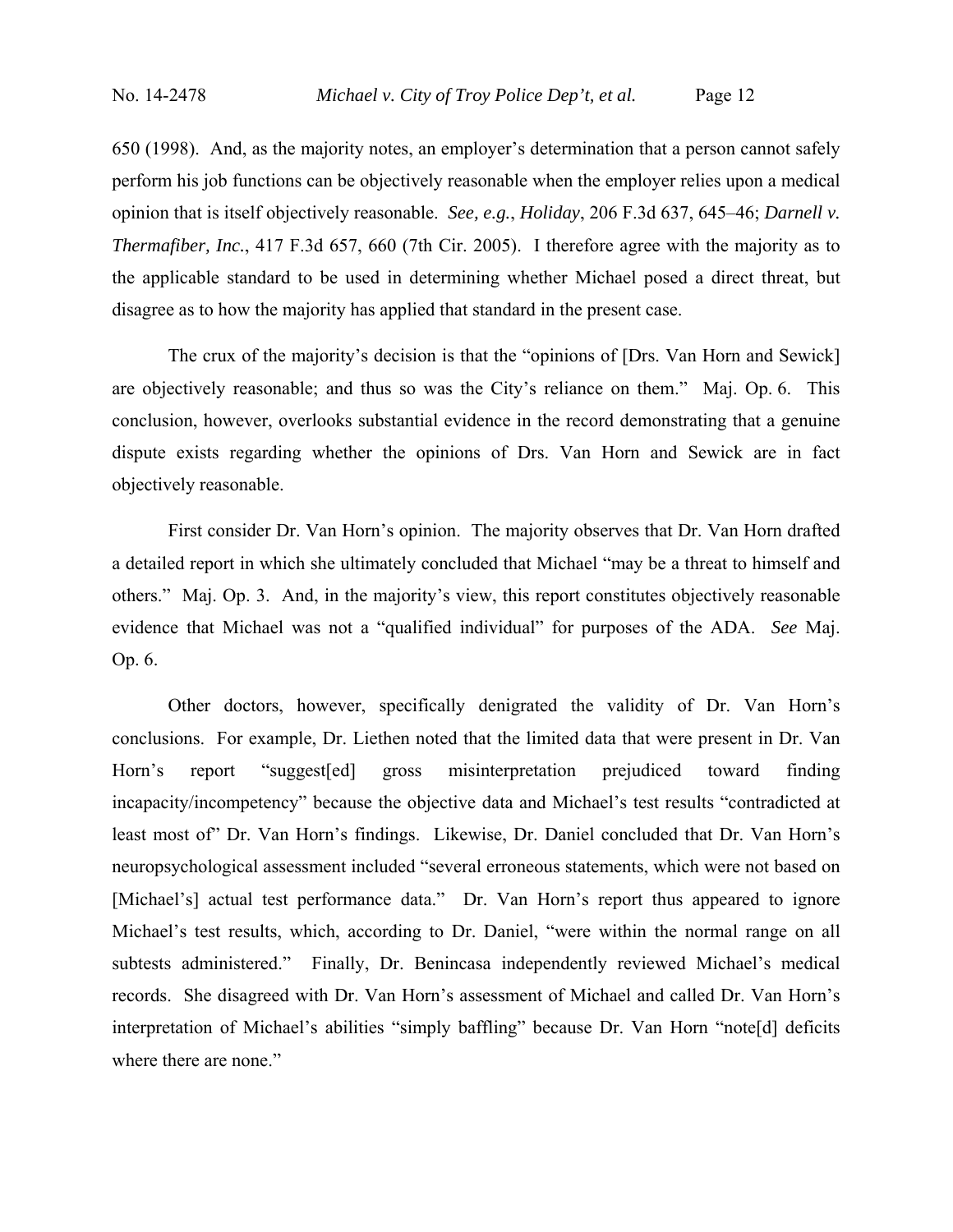650 (1998). And, as the majority notes, an employer's determination that a person cannot safely perform his job functions can be objectively reasonable when the employer relies upon a medical opinion that is itself objectively reasonable. *See, e.g.*, *Holiday*, 206 F.3d 637, 645–46; *Darnell v. Thermafiber, Inc.*, 417 F.3d 657, 660 (7th Cir. 2005). I therefore agree with the majority as to the applicable standard to be used in determining whether Michael posed a direct threat, but disagree as to how the majority has applied that standard in the present case.

The crux of the majority's decision is that the "opinions of [Drs. Van Horn and Sewick] are objectively reasonable; and thus so was the City's reliance on them." Maj. Op. 6. This conclusion, however, overlooks substantial evidence in the record demonstrating that a genuine dispute exists regarding whether the opinions of Drs. Van Horn and Sewick are in fact objectively reasonable.

First consider Dr. Van Horn's opinion. The majority observes that Dr. Van Horn drafted a detailed report in which she ultimately concluded that Michael "may be a threat to himself and others." Maj. Op. 3. And, in the majority's view, this report constitutes objectively reasonable evidence that Michael was not a "qualified individual" for purposes of the ADA. *See* Maj. Op. 6.

Other doctors, however, specifically denigrated the validity of Dr. Van Horn's conclusions. For example, Dr. Liethen noted that the limited data that were present in Dr. Van Horn's report "suggest[ed] gross misinterpretation prejudiced toward finding incapacity/incompetency" because the objective data and Michael's test results "contradicted at least most of" Dr. Van Horn's findings. Likewise, Dr. Daniel concluded that Dr. Van Horn's neuropsychological assessment included "several erroneous statements, which were not based on [Michael's] actual test performance data." Dr. Van Horn's report thus appeared to ignore Michael's test results, which, according to Dr. Daniel, "were within the normal range on all subtests administered." Finally, Dr. Benincasa independently reviewed Michael's medical records. She disagreed with Dr. Van Horn's assessment of Michael and called Dr. Van Horn's interpretation of Michael's abilities "simply baffling" because Dr. Van Horn "note[d] deficits where there are none."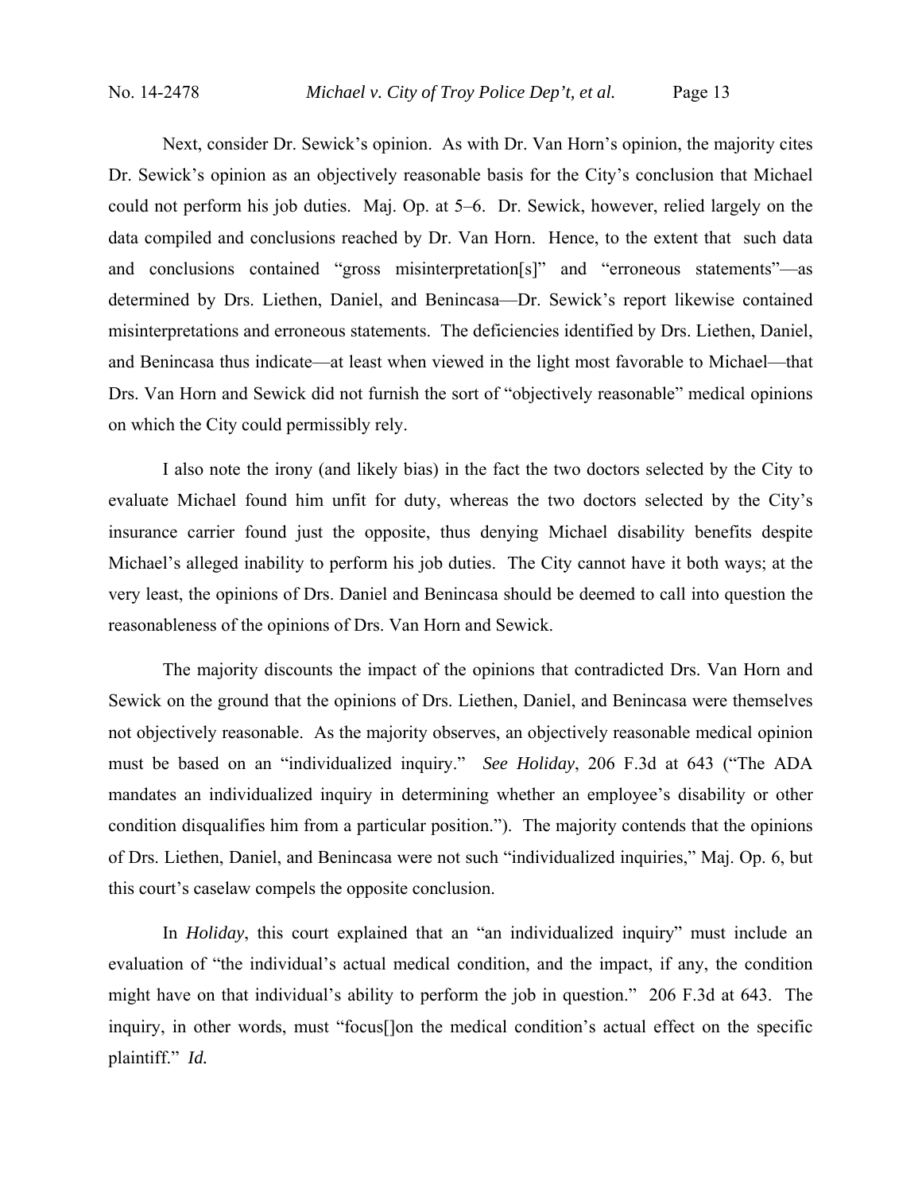Next, consider Dr. Sewick's opinion. As with Dr. Van Horn's opinion, the majority cites Dr. Sewick's opinion as an objectively reasonable basis for the City's conclusion that Michael could not perform his job duties. Maj. Op. at 5–6. Dr. Sewick, however, relied largely on the data compiled and conclusions reached by Dr. Van Horn. Hence, to the extent that such data and conclusions contained "gross misinterpretation[s]" and "erroneous statements"—as determined by Drs. Liethen, Daniel, and Benincasa—Dr. Sewick's report likewise contained misinterpretations and erroneous statements. The deficiencies identified by Drs. Liethen, Daniel, and Benincasa thus indicate—at least when viewed in the light most favorable to Michael—that Drs. Van Horn and Sewick did not furnish the sort of "objectively reasonable" medical opinions on which the City could permissibly rely.

I also note the irony (and likely bias) in the fact the two doctors selected by the City to evaluate Michael found him unfit for duty, whereas the two doctors selected by the City's insurance carrier found just the opposite, thus denying Michael disability benefits despite Michael's alleged inability to perform his job duties. The City cannot have it both ways; at the very least, the opinions of Drs. Daniel and Benincasa should be deemed to call into question the reasonableness of the opinions of Drs. Van Horn and Sewick.

The majority discounts the impact of the opinions that contradicted Drs. Van Horn and Sewick on the ground that the opinions of Drs. Liethen, Daniel, and Benincasa were themselves not objectively reasonable. As the majority observes, an objectively reasonable medical opinion must be based on an "individualized inquiry." *See Holiday*, 206 F.3d at 643 ("The ADA mandates an individualized inquiry in determining whether an employee's disability or other condition disqualifies him from a particular position."). The majority contends that the opinions of Drs. Liethen, Daniel, and Benincasa were not such "individualized inquiries," Maj. Op. 6, but this court's caselaw compels the opposite conclusion.

In *Holiday*, this court explained that an "an individualized inquiry" must include an evaluation of "the individual's actual medical condition, and the impact, if any, the condition might have on that individual's ability to perform the job in question." 206 F.3d at 643. The inquiry, in other words, must "focus[]on the medical condition's actual effect on the specific plaintiff." *Id.*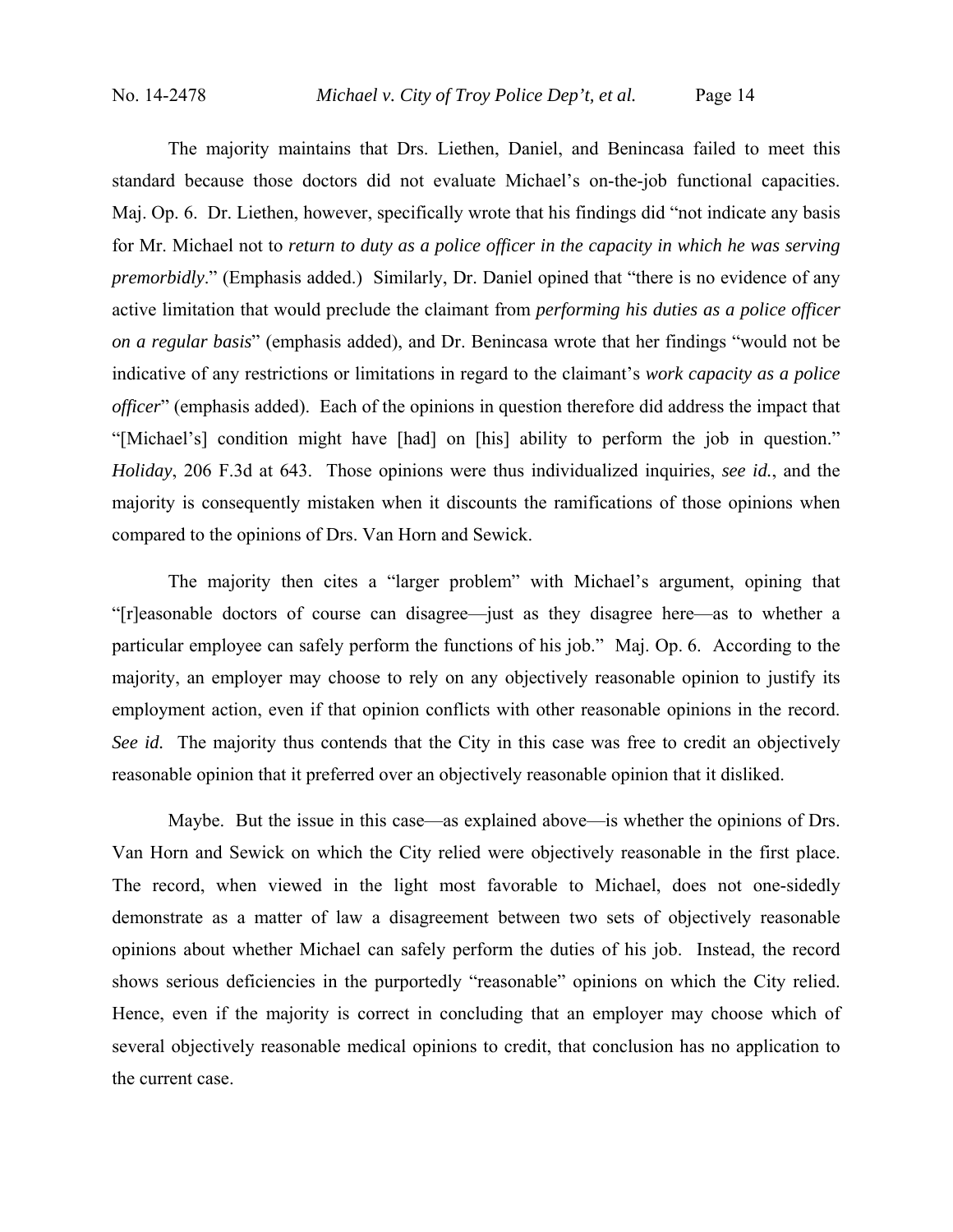The majority maintains that Drs. Liethen, Daniel, and Benincasa failed to meet this standard because those doctors did not evaluate Michael's on-the-job functional capacities. Maj. Op. 6. Dr. Liethen, however, specifically wrote that his findings did "not indicate any basis for Mr. Michael not to *return to duty as a police officer in the capacity in which he was serving premorbidly*." (Emphasis added.) Similarly, Dr. Daniel opined that "there is no evidence of any active limitation that would preclude the claimant from *performing his duties as a police officer on a regular basis*" (emphasis added), and Dr. Benincasa wrote that her findings "would not be indicative of any restrictions or limitations in regard to the claimant's *work capacity as a police officer*" (emphasis added). Each of the opinions in question therefore did address the impact that "[Michael's] condition might have [had] on [his] ability to perform the job in question." *Holiday*, 206 F.3d at 643. Those opinions were thus individualized inquiries, *see id.*, and the majority is consequently mistaken when it discounts the ramifications of those opinions when compared to the opinions of Drs. Van Horn and Sewick.

The majority then cites a "larger problem" with Michael's argument, opining that "[r]easonable doctors of course can disagree—just as they disagree here—as to whether a particular employee can safely perform the functions of his job." Maj. Op. 6. According to the majority, an employer may choose to rely on any objectively reasonable opinion to justify its employment action, even if that opinion conflicts with other reasonable opinions in the record. *See id.* The majority thus contends that the City in this case was free to credit an objectively reasonable opinion that it preferred over an objectively reasonable opinion that it disliked.

Maybe. But the issue in this case—as explained above—is whether the opinions of Drs. Van Horn and Sewick on which the City relied were objectively reasonable in the first place. The record, when viewed in the light most favorable to Michael, does not one-sidedly demonstrate as a matter of law a disagreement between two sets of objectively reasonable opinions about whether Michael can safely perform the duties of his job. Instead, the record shows serious deficiencies in the purportedly "reasonable" opinions on which the City relied. Hence, even if the majority is correct in concluding that an employer may choose which of several objectively reasonable medical opinions to credit, that conclusion has no application to the current case.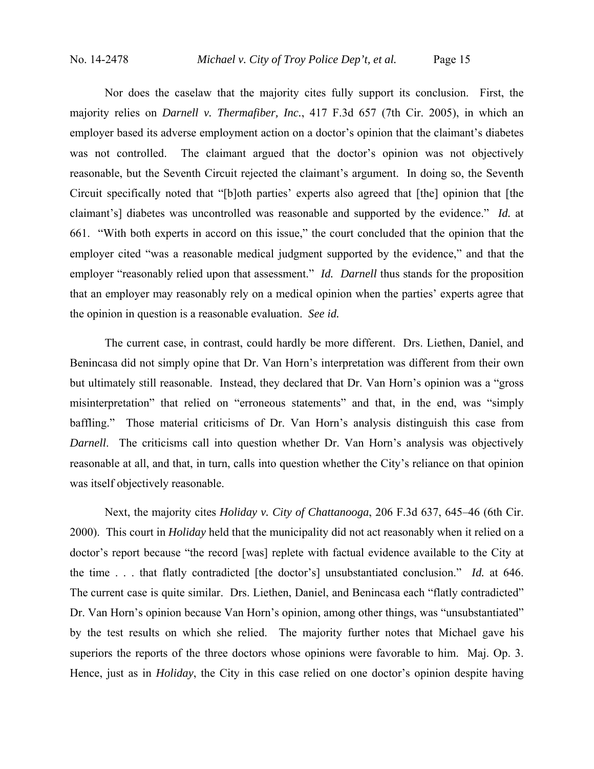Nor does the caselaw that the majority cites fully support its conclusion. First, the majority relies on *Darnell v. Thermafiber, Inc.*, 417 F.3d 657 (7th Cir. 2005), in which an employer based its adverse employment action on a doctor's opinion that the claimant's diabetes was not controlled. The claimant argued that the doctor's opinion was not objectively reasonable, but the Seventh Circuit rejected the claimant's argument. In doing so, the Seventh Circuit specifically noted that "[b]oth parties' experts also agreed that [the] opinion that [the claimant's] diabetes was uncontrolled was reasonable and supported by the evidence." *Id.* at 661. "With both experts in accord on this issue," the court concluded that the opinion that the employer cited "was a reasonable medical judgment supported by the evidence," and that the employer "reasonably relied upon that assessment." *Id. Darnell* thus stands for the proposition that an employer may reasonably rely on a medical opinion when the parties' experts agree that the opinion in question is a reasonable evaluation. *See id.*

The current case, in contrast, could hardly be more different. Drs. Liethen, Daniel, and Benincasa did not simply opine that Dr. Van Horn's interpretation was different from their own but ultimately still reasonable. Instead, they declared that Dr. Van Horn's opinion was a "gross misinterpretation" that relied on "erroneous statements" and that, in the end, was "simply baffling." Those material criticisms of Dr. Van Horn's analysis distinguish this case from *Darnell*. The criticisms call into question whether Dr. Van Horn's analysis was objectively reasonable at all, and that, in turn, calls into question whether the City's reliance on that opinion was itself objectively reasonable.

Next, the majority cites *Holiday v. City of Chattanooga*, 206 F.3d 637, 645–46 (6th Cir. 2000). This court in *Holiday* held that the municipality did not act reasonably when it relied on a doctor's report because "the record [was] replete with factual evidence available to the City at the time . . . that flatly contradicted [the doctor's] unsubstantiated conclusion." *Id.* at 646. The current case is quite similar. Drs. Liethen, Daniel, and Benincasa each "flatly contradicted" Dr. Van Horn's opinion because Van Horn's opinion, among other things, was "unsubstantiated" by the test results on which she relied. The majority further notes that Michael gave his superiors the reports of the three doctors whose opinions were favorable to him. Maj. Op. 3. Hence, just as in *Holiday*, the City in this case relied on one doctor's opinion despite having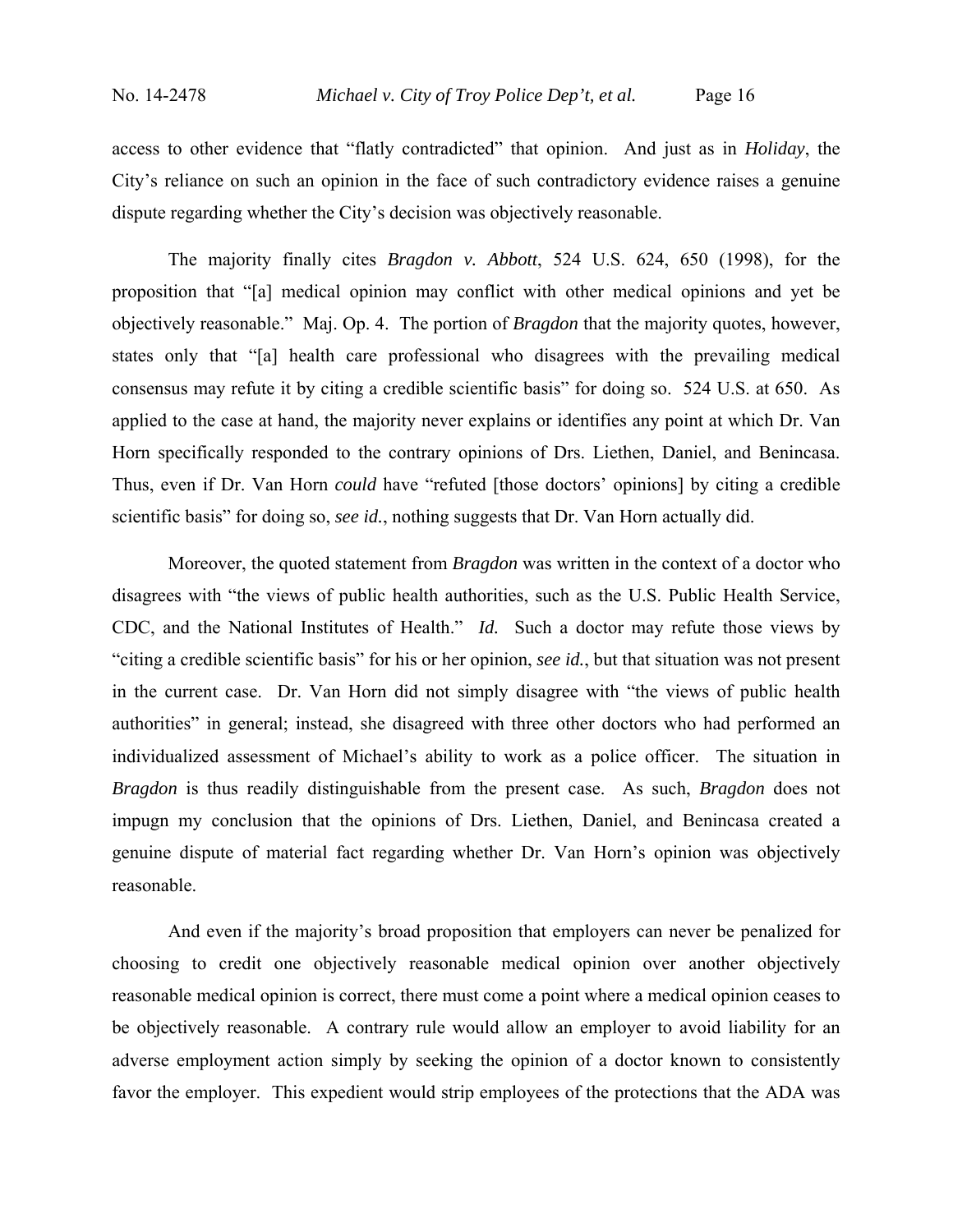access to other evidence that "flatly contradicted" that opinion. And just as in *Holiday*, the City's reliance on such an opinion in the face of such contradictory evidence raises a genuine dispute regarding whether the City's decision was objectively reasonable.

The majority finally cites *Bragdon v. Abbott*, 524 U.S. 624, 650 (1998), for the proposition that "[a] medical opinion may conflict with other medical opinions and yet be objectively reasonable." Maj. Op. 4. The portion of *Bragdon* that the majority quotes, however, states only that "[a] health care professional who disagrees with the prevailing medical consensus may refute it by citing a credible scientific basis" for doing so. 524 U.S. at 650. As applied to the case at hand, the majority never explains or identifies any point at which Dr. Van Horn specifically responded to the contrary opinions of Drs. Liethen, Daniel, and Benincasa. Thus, even if Dr. Van Horn *could* have "refuted [those doctors' opinions] by citing a credible scientific basis" for doing so, *see id.*, nothing suggests that Dr. Van Horn actually did.

Moreover, the quoted statement from *Bragdon* was written in the context of a doctor who disagrees with "the views of public health authorities, such as the U.S. Public Health Service, CDC, and the National Institutes of Health." *Id.* Such a doctor may refute those views by "citing a credible scientific basis" for his or her opinion, *see id.*, but that situation was not present in the current case. Dr. Van Horn did not simply disagree with "the views of public health authorities" in general; instead, she disagreed with three other doctors who had performed an individualized assessment of Michael's ability to work as a police officer. The situation in *Bragdon* is thus readily distinguishable from the present case. As such, *Bragdon* does not impugn my conclusion that the opinions of Drs. Liethen, Daniel, and Benincasa created a genuine dispute of material fact regarding whether Dr. Van Horn's opinion was objectively reasonable.

And even if the majority's broad proposition that employers can never be penalized for choosing to credit one objectively reasonable medical opinion over another objectively reasonable medical opinion is correct, there must come a point where a medical opinion ceases to be objectively reasonable. A contrary rule would allow an employer to avoid liability for an adverse employment action simply by seeking the opinion of a doctor known to consistently favor the employer. This expedient would strip employees of the protections that the ADA was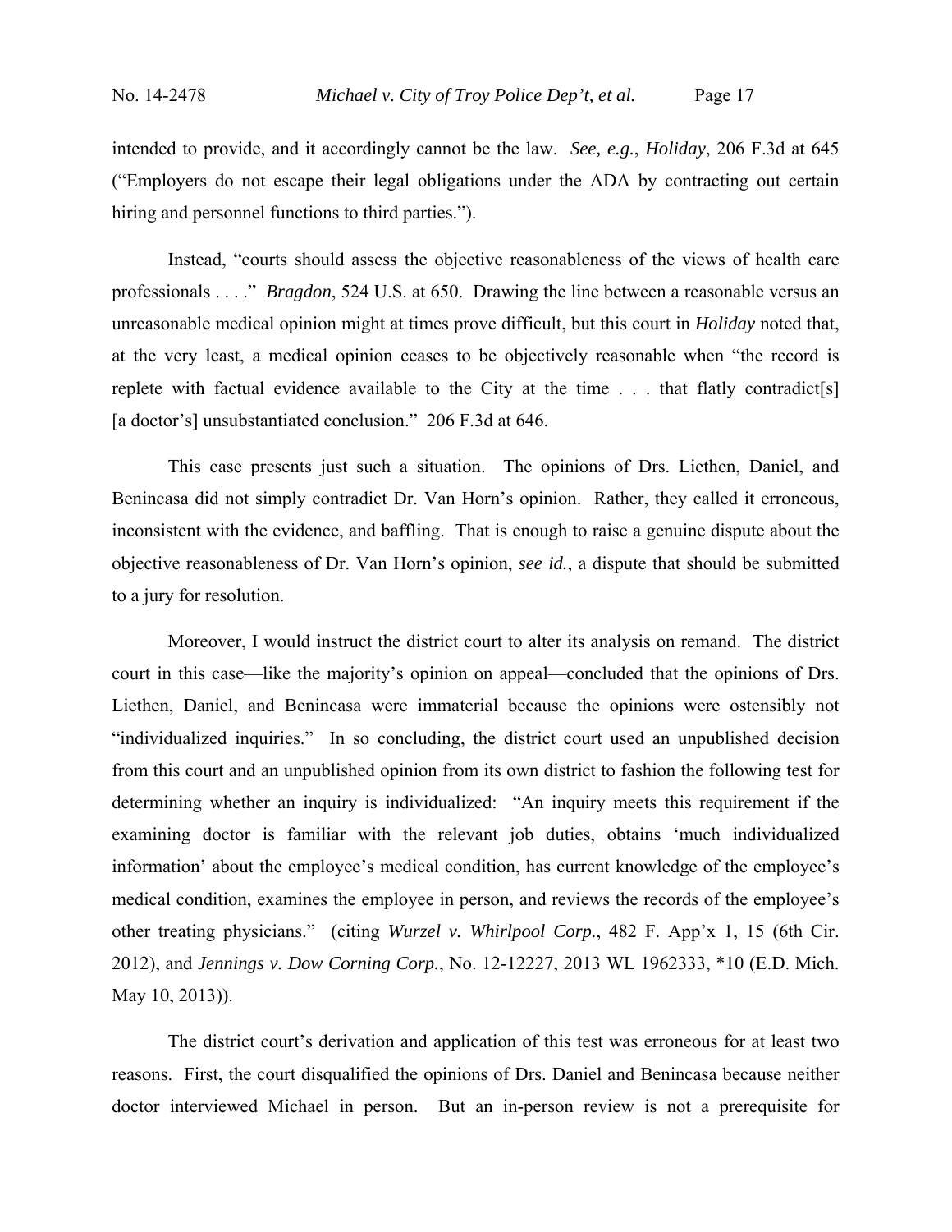intended to provide, and it accordingly cannot be the law. *See, e.g.*, *Holiday*, 206 F.3d at 645 ("Employers do not escape their legal obligations under the ADA by contracting out certain hiring and personnel functions to third parties.").

Instead, "courts should assess the objective reasonableness of the views of health care professionals . . . ." *Bragdon*, 524 U.S. at 650. Drawing the line between a reasonable versus an unreasonable medical opinion might at times prove difficult, but this court in *Holiday* noted that, at the very least, a medical opinion ceases to be objectively reasonable when "the record is replete with factual evidence available to the City at the time . . . that flatly contradict[s] [a doctor's] unsubstantiated conclusion." 206 F.3d at 646.

This case presents just such a situation. The opinions of Drs. Liethen, Daniel, and Benincasa did not simply contradict Dr. Van Horn's opinion. Rather, they called it erroneous, inconsistent with the evidence, and baffling. That is enough to raise a genuine dispute about the objective reasonableness of Dr. Van Horn's opinion, *see id.*, a dispute that should be submitted to a jury for resolution.

Moreover, I would instruct the district court to alter its analysis on remand. The district court in this case—like the majority's opinion on appeal—concluded that the opinions of Drs. Liethen, Daniel, and Benincasa were immaterial because the opinions were ostensibly not "individualized inquiries." In so concluding, the district court used an unpublished decision from this court and an unpublished opinion from its own district to fashion the following test for determining whether an inquiry is individualized: "An inquiry meets this requirement if the examining doctor is familiar with the relevant job duties, obtains 'much individualized information' about the employee's medical condition, has current knowledge of the employee's medical condition, examines the employee in person, and reviews the records of the employee's other treating physicians." (citing *Wurzel v. Whirlpool Corp.*, 482 F. App'x 1, 15 (6th Cir. 2012), and *Jennings v. Dow Corning Corp.*, No. 12-12227, 2013 WL 1962333, \*10 (E.D. Mich. May 10, 2013)).

The district court's derivation and application of this test was erroneous for at least two reasons. First, the court disqualified the opinions of Drs. Daniel and Benincasa because neither doctor interviewed Michael in person. But an in-person review is not a prerequisite for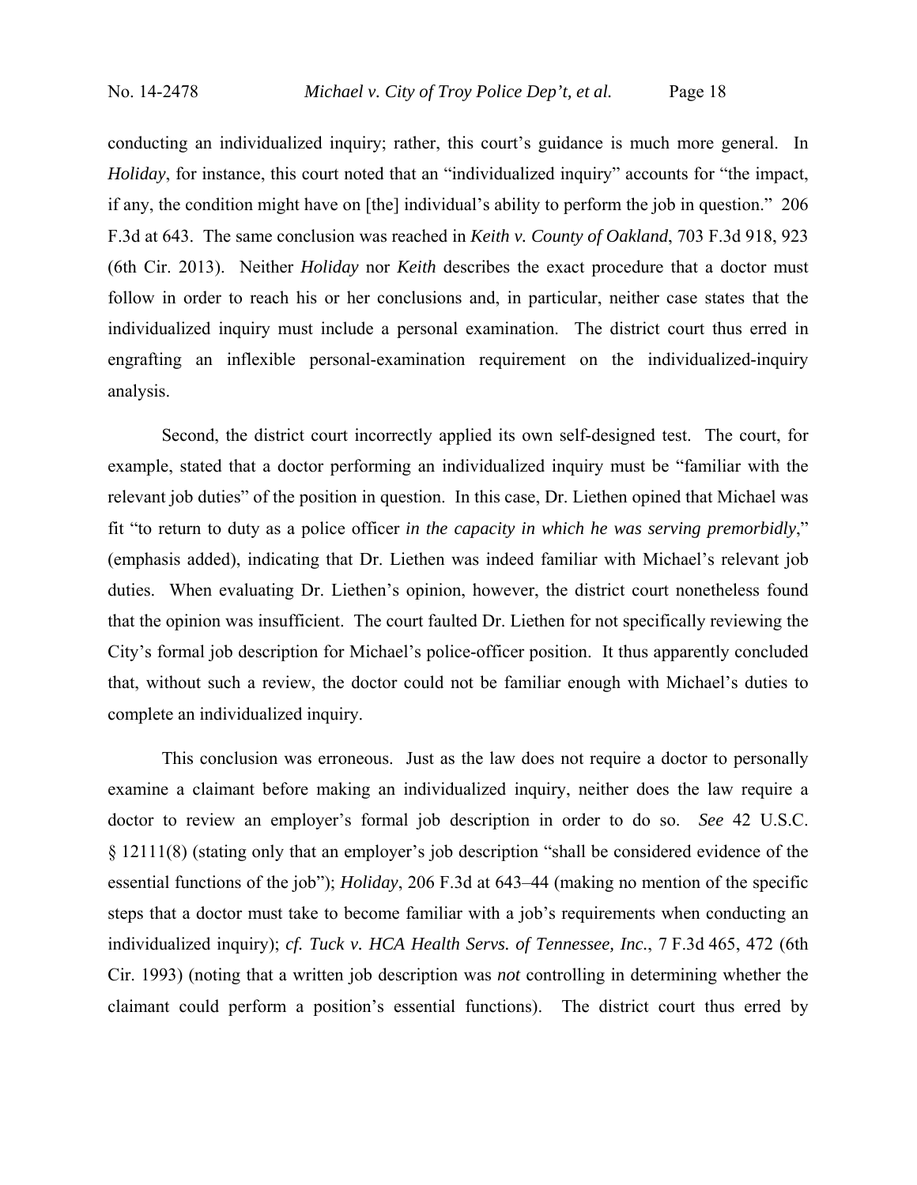conducting an individualized inquiry; rather, this court's guidance is much more general. In *Holiday*, for instance, this court noted that an "individualized inquiry" accounts for "the impact, if any, the condition might have on [the] individual's ability to perform the job in question." 206 F.3d at 643. The same conclusion was reached in *Keith v. County of Oakland*, 703 F.3d 918, 923 (6th Cir. 2013). Neither *Holiday* nor *Keith* describes the exact procedure that a doctor must follow in order to reach his or her conclusions and, in particular, neither case states that the individualized inquiry must include a personal examination. The district court thus erred in engrafting an inflexible personal-examination requirement on the individualized-inquiry analysis.

Second, the district court incorrectly applied its own self-designed test. The court, for example, stated that a doctor performing an individualized inquiry must be "familiar with the relevant job duties" of the position in question. In this case, Dr. Liethen opined that Michael was fit "to return to duty as a police officer *in the capacity in which he was serving premorbidly*," (emphasis added), indicating that Dr. Liethen was indeed familiar with Michael's relevant job duties. When evaluating Dr. Liethen's opinion, however, the district court nonetheless found that the opinion was insufficient. The court faulted Dr. Liethen for not specifically reviewing the City's formal job description for Michael's police-officer position. It thus apparently concluded that, without such a review, the doctor could not be familiar enough with Michael's duties to complete an individualized inquiry.

This conclusion was erroneous. Just as the law does not require a doctor to personally examine a claimant before making an individualized inquiry, neither does the law require a doctor to review an employer's formal job description in order to do so. *See* 42 U.S.C. § 12111(8) (stating only that an employer's job description "shall be considered evidence of the essential functions of the job"); *Holiday*, 206 F.3d at 643–44 (making no mention of the specific steps that a doctor must take to become familiar with a job's requirements when conducting an individualized inquiry); *cf. Tuck v. HCA Health Servs. of Tennessee, Inc.*, 7 F.3d 465, 472 (6th Cir. 1993) (noting that a written job description was *not* controlling in determining whether the claimant could perform a position's essential functions). The district court thus erred by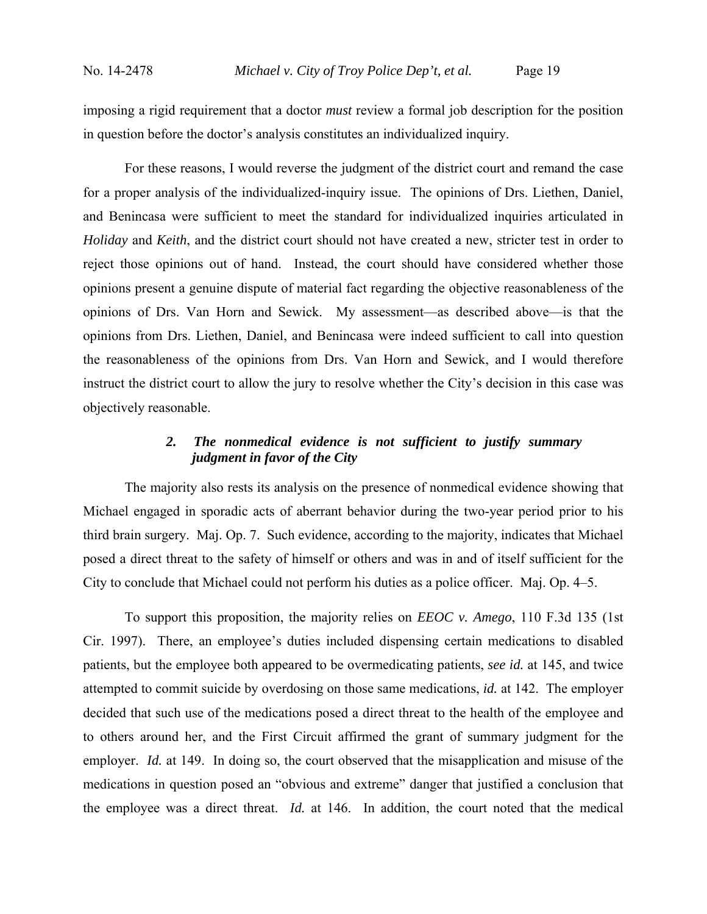imposing a rigid requirement that a doctor *must* review a formal job description for the position in question before the doctor's analysis constitutes an individualized inquiry.

For these reasons, I would reverse the judgment of the district court and remand the case for a proper analysis of the individualized-inquiry issue. The opinions of Drs. Liethen, Daniel, and Benincasa were sufficient to meet the standard for individualized inquiries articulated in *Holiday* and *Keith*, and the district court should not have created a new, stricter test in order to reject those opinions out of hand. Instead, the court should have considered whether those opinions present a genuine dispute of material fact regarding the objective reasonableness of the opinions of Drs. Van Horn and Sewick. My assessment—as described above—is that the opinions from Drs. Liethen, Daniel, and Benincasa were indeed sufficient to call into question the reasonableness of the opinions from Drs. Van Horn and Sewick, and I would therefore instruct the district court to allow the jury to resolve whether the City's decision in this case was objectively reasonable.

### *2. The nonmedical evidence is not sufficient to justify summary judgment in favor of the City*

The majority also rests its analysis on the presence of nonmedical evidence showing that Michael engaged in sporadic acts of aberrant behavior during the two-year period prior to his third brain surgery. Maj. Op. 7. Such evidence, according to the majority, indicates that Michael posed a direct threat to the safety of himself or others and was in and of itself sufficient for the City to conclude that Michael could not perform his duties as a police officer. Maj. Op. 4–5.

To support this proposition, the majority relies on *EEOC v. Amego*, 110 F.3d 135 (1st Cir. 1997). There, an employee's duties included dispensing certain medications to disabled patients, but the employee both appeared to be overmedicating patients, *see id.* at 145, and twice attempted to commit suicide by overdosing on those same medications, *id.* at 142. The employer decided that such use of the medications posed a direct threat to the health of the employee and to others around her, and the First Circuit affirmed the grant of summary judgment for the employer. *Id.* at 149. In doing so, the court observed that the misapplication and misuse of the medications in question posed an "obvious and extreme" danger that justified a conclusion that the employee was a direct threat. *Id.* at 146. In addition, the court noted that the medical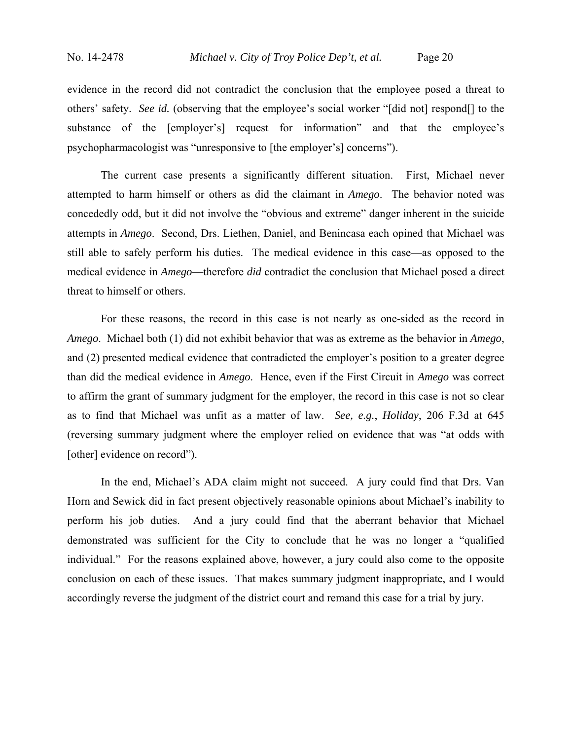evidence in the record did not contradict the conclusion that the employee posed a threat to others' safety. *See id.* (observing that the employee's social worker "[did not] respond[] to the substance of the [employer's] request for information" and that the employee's psychopharmacologist was "unresponsive to [the employer's] concerns").

The current case presents a significantly different situation. First, Michael never attempted to harm himself or others as did the claimant in *Amego*. The behavior noted was concededly odd, but it did not involve the "obvious and extreme" danger inherent in the suicide attempts in *Amego*. Second, Drs. Liethen, Daniel, and Benincasa each opined that Michael was still able to safely perform his duties. The medical evidence in this case—as opposed to the medical evidence in *Amego*—therefore *did* contradict the conclusion that Michael posed a direct threat to himself or others.

For these reasons, the record in this case is not nearly as one-sided as the record in *Amego*. Michael both (1) did not exhibit behavior that was as extreme as the behavior in *Amego*, and (2) presented medical evidence that contradicted the employer's position to a greater degree than did the medical evidence in *Amego*. Hence, even if the First Circuit in *Amego* was correct to affirm the grant of summary judgment for the employer, the record in this case is not so clear as to find that Michael was unfit as a matter of law. *See, e.g.*, *Holiday*, 206 F.3d at 645 (reversing summary judgment where the employer relied on evidence that was "at odds with [other] evidence on record").

In the end, Michael's ADA claim might not succeed. A jury could find that Drs. Van Horn and Sewick did in fact present objectively reasonable opinions about Michael's inability to perform his job duties. And a jury could find that the aberrant behavior that Michael demonstrated was sufficient for the City to conclude that he was no longer a "qualified individual." For the reasons explained above, however, a jury could also come to the opposite conclusion on each of these issues. That makes summary judgment inappropriate, and I would accordingly reverse the judgment of the district court and remand this case for a trial by jury.